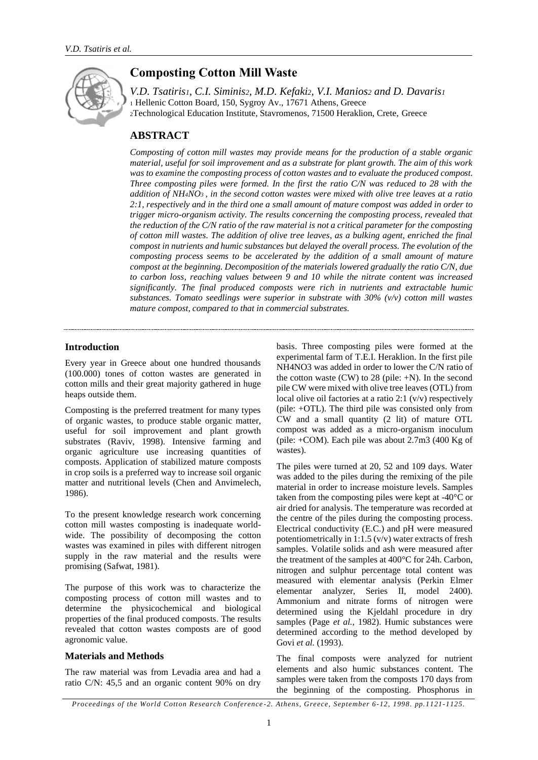# Composting Cotton Mill Waste

*V.D. Tsatiris[1], C.I. Siminis[2], M.D. Kefaki[2], V.I. Manios[2] and D. Davaris[1]*

[1] Hellenic Cotton Board, 150, Sygroy Av., 17671 Athens, Greece

[2]Technological Education Institute, Stavromenos, 71500 Heraklion, Crete, Greece

## ABSTRACT

*Composting of cotton mill wastes may provide means for the production of a stable organic material, useful for soil improvement and as a substrate for plant growth. The aim of this work was to examine the composting process of cotton wastes and to evaluate the produced compost. Three composting piles were formed. In the first the ratio C/N was reduced to 28 with the addition of $NH_4NO_3$, in the second cotton wastes were mixed with olive tree leaves at a ratio 2:1, respectively and in the third one a small amount of mature compost was added in order to trigger micro-organism activity. The results concerning the composting process, revealed that the reduction of the C/N ratio of the raw material is not a critical parameter for the composting of cotton mill wastes. The addition of olive tree leaves, as a bulking agent, enriched the final compost in nutrients and humic substances but delayed the overall process. The evolution of the composting process seems to be accelerated by the addition of a small amount of mature compost at the beginning. Decomposition of the materials lowered gradually the ratio C/N, due to carbon loss, reaching values between 9 and 10 while the nitrate content was increased significantly. The final produced composts were rich in nutrients and extractable humic substances. Tomato seedlings were superior in substrate with 30% (v/v) cotton mill wastes mature compost, compared to that in commercial substrates.*

### Introduction

Every year in Greece about one hundred thousands (100.000) tones of cotton wastes are generated in cotton mills and their great majority gathered in huge heaps outside them.

Composting is the preferred treatment for many types of organic wastes, to produce stable organic matter, useful for soil improvement and plant growth substrates (Raviv, 1998). Intensive farming and organic agriculture use increasing quantities of composts. Application of stabilized mature composts in crop soils is a preferred way to increase soil organic matter and nutritional levels (Chen and Anvimelech, 1986).

To the present knowledge research work concerning cotton mill wastes composting is inadequate world-wide. The possibility of decomposing the cotton wastes was examined in piles with different nitrogen supply in the raw material and the results were promising (Safwat, 1981).

The purpose of this work was to characterize the composting process of cotton mill wastes and to determine the physicochemical and biological properties of the final produced composts. The results revealed that cotton wastes composts are of good agronomic value.

### Materials and Methods

The raw material was from Levadia area and had a ratio C/N: 45,5 and an organic content 90% on dry basis. Three composting piles were formed at the experimental farm of T.E.I. Heraklion. In the first pile $NH_4NO_3$ was added in order to lower the C/N ratio of the cotton waste (CW) to 28 (pile: +N). In the second pile CW were mixed with olive tree leaves (OTL) from local olive oil factories at a ratio 2:1 (v/v) respectively (pile: +OTL). The third pile was consisted only from CW and a small quantity (2 lit) of mature OTL compost was added as a micro-organism inoculum (pile: +COM). Each pile was about 2.7m3 (400 Kg of wastes).

The piles were turned at 20, 52 and 109 days. Water was added to the piles during the remixing of the pile material in order to increase moisture levels. Samples taken from the composting piles were kept at -40°C or air dried for analysis. The temperature was recorded at the centre of the piles during the composting process. Electrical conductivity (E.C.) and pH were measured potentiometrically in 1:1.5 (v/v) water extracts of fresh samples. Volatile solids and ash were measured after the treatment of the samples at 400°C for 24h. Carbon, nitrogen and sulphur percentage total content was measured with elementar analysis (Perkin Elmer elementar analyzer, Series II, model 2400). Ammonium and nitrate forms of nitrogen were determined using the Kjeldahl procedure in dry samples (Page *et al.*, 1982). Humic substances were determined according to the method developed by Govi *et al.* (1993).

The final composts were analyzed for nutrient elements and also humic substances content. The samples were taken from the composts 170 days from the beginning of the composting. Phosphorus in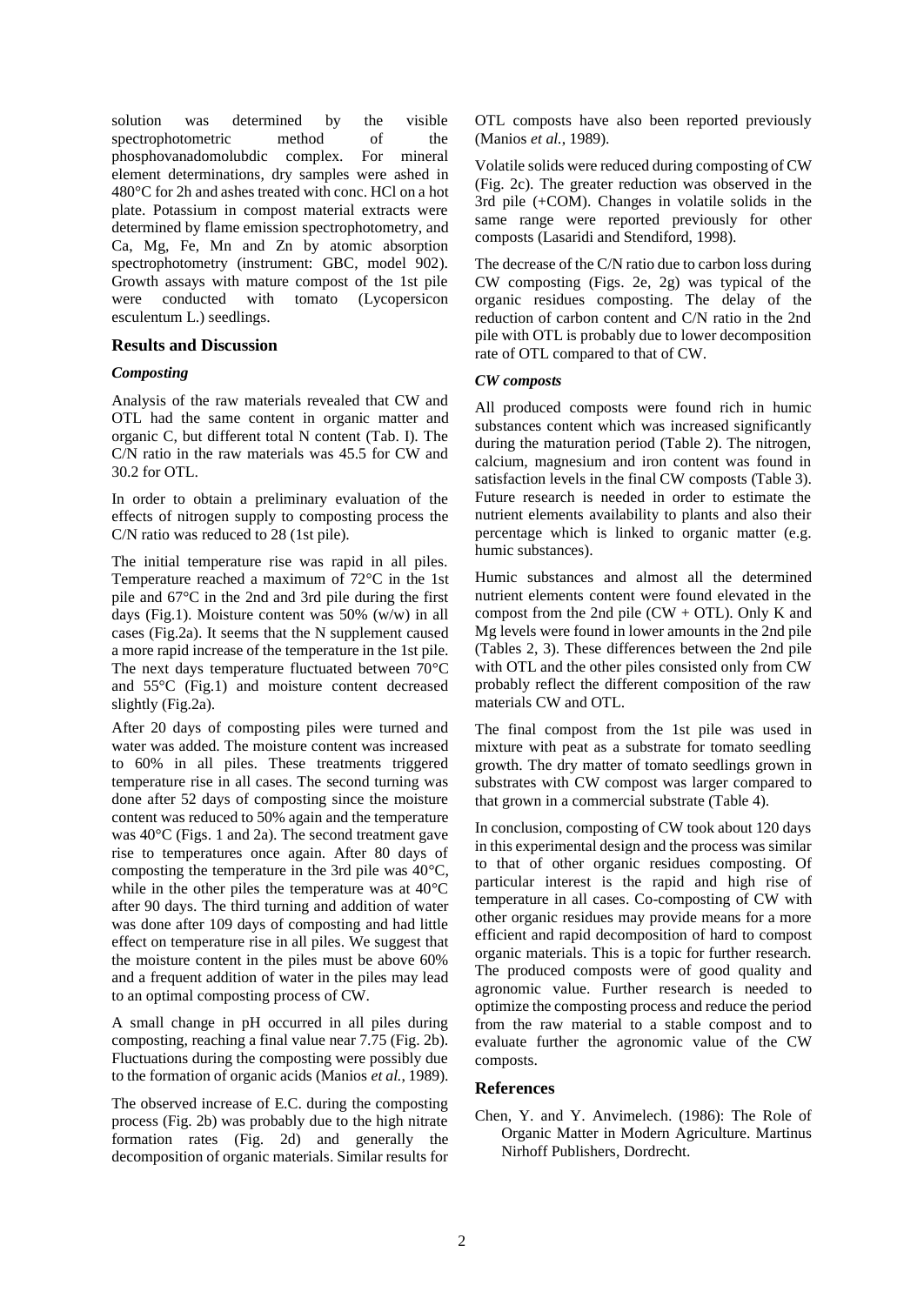solution was determined by the visible spectrophotometric method of the phosphovanadomolubdic complex. For mineral element determinations, dry samples were ashed in 480°C for 2h and ashes treated with conc. HCl on a hot plate. Potassium in compost material extracts were determined by flame emission spectrophotometry, and Ca, Mg, Fe, Mn and Zn by atomic absorption spectrophotometry (instrument: GBC, model 902). Growth assays with mature compost of the 1st pile were conducted with tomato (Lycopersicon esculentum L.) seedlings.

## Results and Discussion

### *Composting*

Analysis of the raw materials revealed that CW and OTL had the same content in organic matter and organic C, but different total N content (Tab. I). The C/N ratio in the raw materials was 45.5 for CW and 30.2 for OTL.

In order to obtain a preliminary evaluation of the effects of nitrogen supply to composting process the C/N ratio was reduced to 28 (1st pile).

The initial temperature rise was rapid in all piles. Temperature reached a maximum of 72°C in the 1st pile and 67°C in the 2nd and 3rd pile during the first days (Fig.1). Moisture content was 50% (w/w) in all cases (Fig.2a). It seems that the N supplement caused a more rapid increase of the temperature in the 1st pile. The next days temperature fluctuated between 70°C and 55°C (Fig.1) and moisture content decreased slightly (Fig.2a).

After 20 days of composting piles were turned and water was added. The moisture content was increased to 60% in all piles. These treatments triggered temperature rise in all cases. The second turning was done after 52 days of composting since the moisture content was reduced to 50% again and the temperature was 40°C (Figs. 1 and 2a). The second treatment gave rise to temperatures once again. After 80 days of composting the temperature in the 3rd pile was 40°C, while in the other piles the temperature was at 40°C after 90 days. The third turning and addition of water was done after 109 days of composting and had little effect on temperature rise in all piles. We suggest that the moisture content in the piles must be above 60% and a frequent addition of water in the piles may lead to an optimal composting process of CW.

A small change in pH occurred in all piles during composting, reaching a final value near 7.75 (Fig. 2b). Fluctuations during the composting were possibly due to the formation of organic acids (Manios *et al.*, 1989).

The observed increase of E.C. during the composting process (Fig. 2b) was probably due to the high nitrate formation rates (Fig. 2d) and generally the decomposition of organic materials. Similar results for OTL composts have also been reported previously (Manios *et al.*, 1989).

Volatile solids were reduced during composting of CW (Fig. 2c). The greater reduction was observed in the 3rd pile (+COM). Changes in volatile solids in the same range were reported previously for other composts (Lasaridi and Stendiford, 1998).

The decrease of the C/N ratio due to carbon loss during CW composting (Figs. 2e, 2g) was typical of the organic residues composting. The delay of the reduction of carbon content and C/N ratio in the 2nd pile with OTL is probably due to lower decomposition rate of OTL compared to that of CW.

### *CW composts*

All produced composts were found rich in humic substances content which was increased significantly during the maturation period (Table 2). The nitrogen, calcium, magnesium and iron content was found in satisfaction levels in the final CW composts (Table 3). Future research is needed in order to estimate the nutrient elements availability to plants and also their percentage which is linked to organic matter (e.g. humic substances).

Humic substances and almost all the determined nutrient elements content were found elevated in the compost from the 2nd pile (CW + OTL). Only K and Mg levels were found in lower amounts in the 2nd pile (Tables 2, 3). These differences between the 2nd pile with OTL and the other piles consisted only from CW probably reflect the different composition of the raw materials CW and OTL.

The final compost from the 1st pile was used in mixture with peat as a substrate for tomato seedling growth. The dry matter of tomato seedlings grown in substrates with CW compost was larger compared to that grown in a commercial substrate (Table 4).

In conclusion, composting of CW took about 120 days in this experimental design and the process was similar to that of other organic residues composting. Of particular interest is the rapid and high rise of temperature in all cases. Co-composting of CW with other organic residues may provide means for a more efficient and rapid decomposition of hard to compost organic materials. This is a topic for further research. The produced composts were of good quality and agronomic value. Further research is needed to optimize the composting process and reduce the period from the raw material to a stable compost and to evaluate further the agronomic value of the CW composts.

## References

Chen, Y. and Y. Anvimelech. (1986): The Role of Organic Matter in Modern Agriculture. Martinus Nirhoff Publishers, Dordrecht.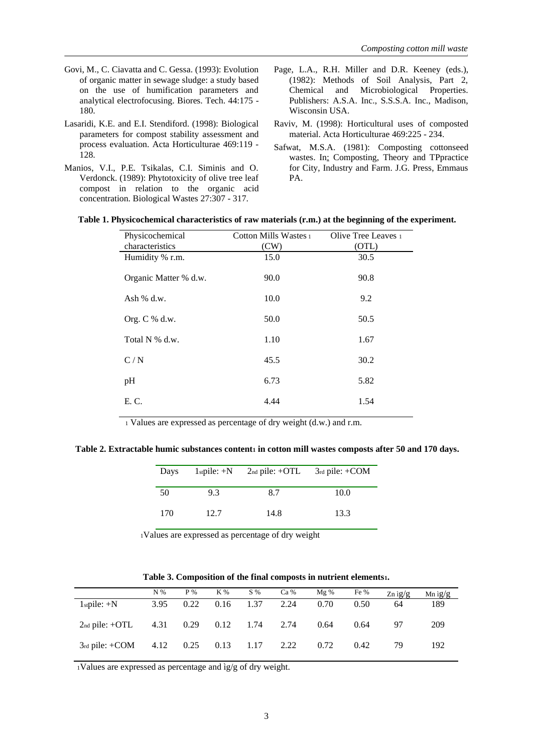Govi, M., C. Ciavatta and C. Gessa. (1993): Evolution of organic matter in sewage sludge: a study based on the use of humification parameters and analytical electrofocusing. Biores. Tech. 44:175 - 180.

Lasaridi, K.E. and E.I. Stendiford. (1998): Biological parameters for compost stability assessment and process evaluation. Acta Horticulturae 469:119 - 128.

Manios, V.I., P.E. Tsikalas, C.I. Siminis and O. Verdonck. (1989): Phytotoxicity of olive tree leaf compost in relation to the organic acid concentration. Biological Wastes 27:307 - 317.

Page, L.A., R.H. Miller and D.R. Keeney (eds.), (1982): Methods of Soil Analysis, Part 2, Chemical and Microbiological Properties. Publishers: A.S.A. Inc., S.S.S.A. Inc., Madison, Wisconsin USA.

Raviv, M. (1998): Horticultural uses of composted material. Acta Horticulturae 469:225 - 234.

Safwat, M.S.A. (1981): Composting cottonseed wastes. In: Composting, Theory and TPpractice for City, Industry and Farm. J.G. Press, Emmaus PA.

**Table 1. Physicochemical characteristics of raw materials (r.m.) at the beginning of the experiment.**

| Physicochemical characteristics | Cotton Mills Wastes [1] (CW) | Olive Tree Leaves [1] (OTL) |
|---|---|---|
| Humidity % r.m. | 15.0 | 30.5 |
| Organic Matter % d.w. | 90.0 | 90.8 |
| Ash % d.w. | 10.0 | 9.2 |
| Org. C % d.w. | 50.0 | 50.5 |
| Total N % d.w. | 1.10 | 1.67 |
| C / N | 45.5 | 30.2 |
| pH | 6.73 | 5.82 |
| E. C. | 4.44 | 1.54 |

[1] Values are expressed as percentage of dry weight (d.w.) and r.m.

**Table 2. Extractable humic substances content[1] in cotton mill wastes composts after 50 and 170 days.**

| Days | 1st pile: +N | 2nd pile: +OTL | 3rd pile: +COM |
|---|---|---|---|
| 50 | 9.3 | 8.7 | 10.0 |
| 170 | 12.7 | 14.8 | 13.3 |

[1] Values are expressed as percentage of dry weight

**Table 3. Composition of the final composts in nutrient elements[1].**

| | N % | P % | K % | S % | Ca % | Mg % | Fe % | Zn ìg/g | Mn ìg/g |
|---|---|---|---|---|---|---|---|---|---|
| 1st pile: +N | 3.95 | 0.22 | 0.16 | 1.37 | 2.24 | 0.70 | 0.50 | 64 | 189 |
| 2nd pile: +OTL | 4.31 | 0.29 | 0.12 | 1.74 | 2.74 | 0.64 | 0.64 | 97 | 209 |
| 3rd pile: +COM | 4.12 | 0.25 | 0.13 | 1.17 | 2.22 | 0.72 | 0.42 | 79 | 192 |

[1] Values are expressed as percentage and ìg/g of dry weight.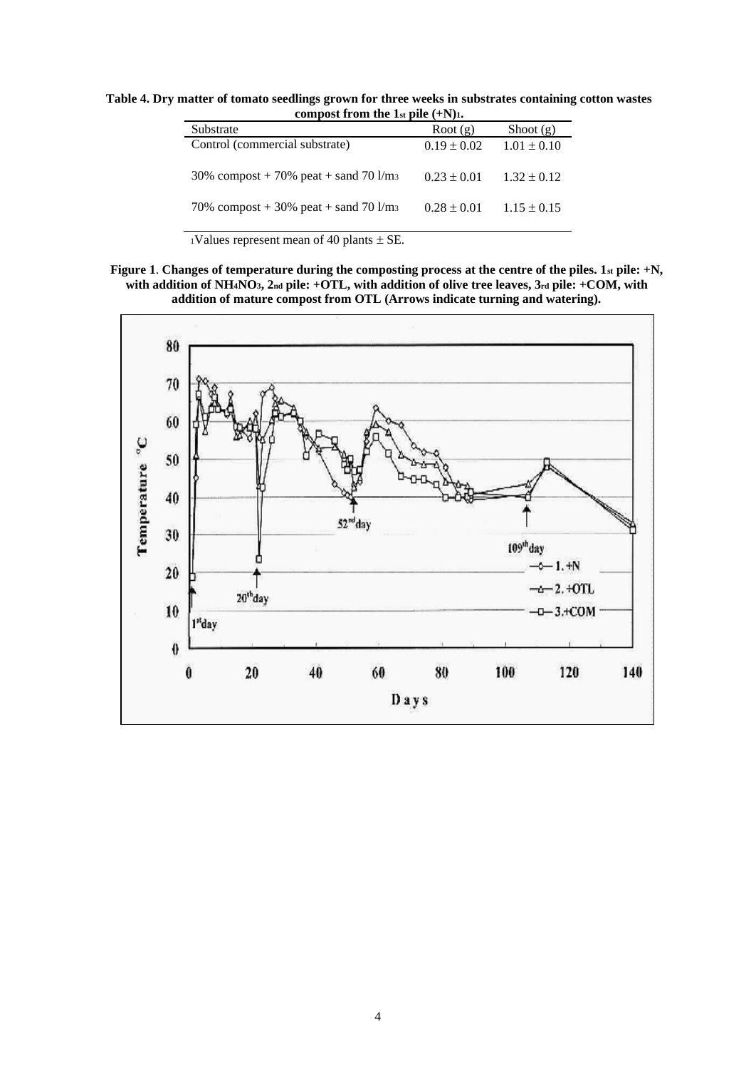**Table 4. Dry matter of tomato seedlings grown for three weeks in substrates containing cotton wastes compost from the 1st pile (+N)[1].**

| Substrate | Root (g) | Shoot (g) |
|---|---|---|
| Control (commercial substrate) | $0.19 \pm 0.02$ | $1.01 \pm 0.10$ |
| 30% compost + 70% peat + sand 70 $l/m^3$ | $0.23 \pm 0.01$ | $1.32 \pm 0.12$ |
| 70% compost + 30% peat + sand 70 $l/m^3$ | $0.28 \pm 0.01$ | $1.15 \pm 0.15$ |

[1]Values represent mean of 40 plants ± SE.

**Figure 1**. **Changes of temperature during the composting process at the centre of the piles. 1st pile: +N, with addition of $NH_4NO_3$, 2nd pile: +OTL, with addition of olive tree leaves, 3rd pile: +COM, with addition of mature compost from OTL (Arrows indicate turning and watering).**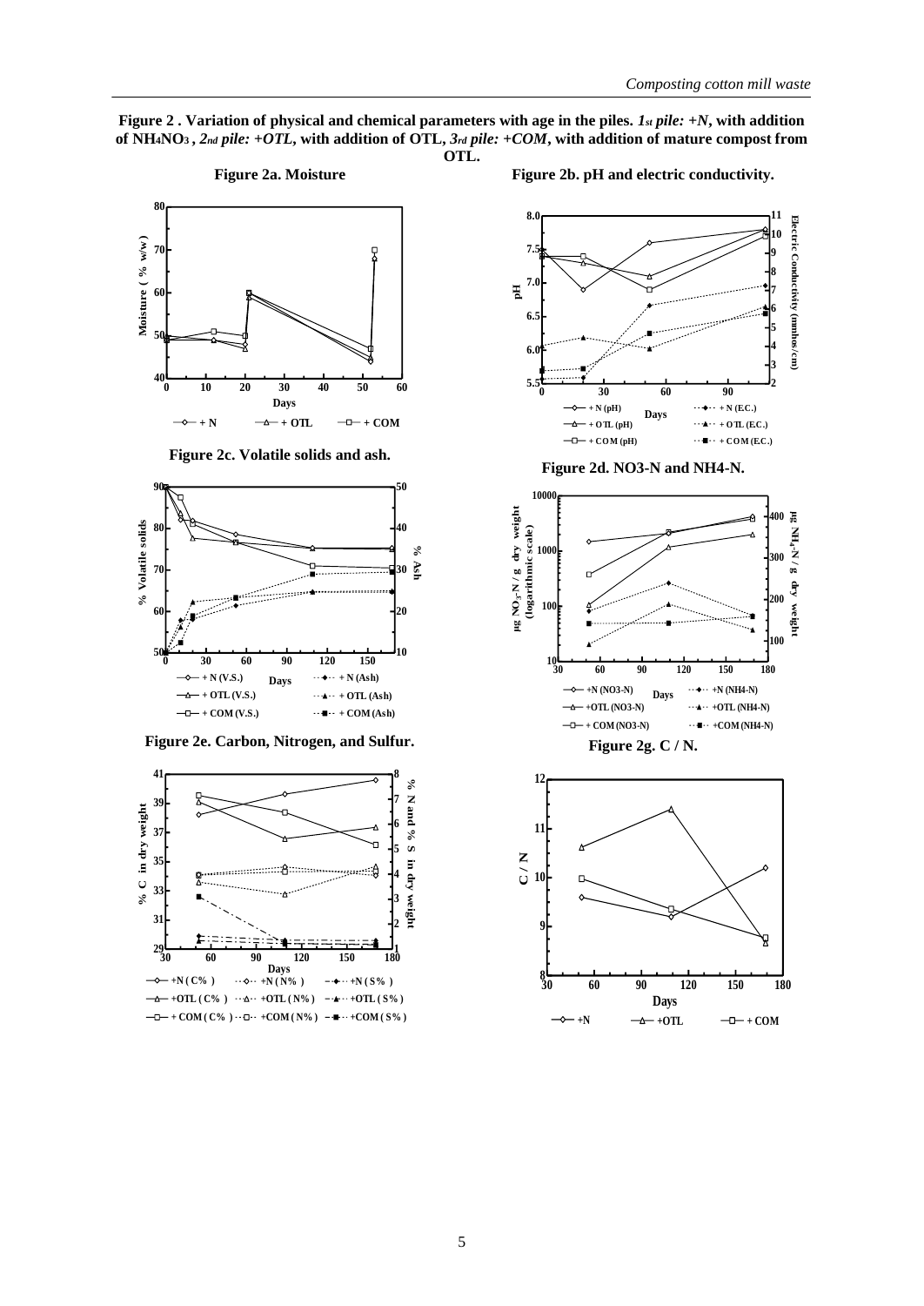**Figure 2 . Variation of physical and chemical parameters with age in the piles.** ***1st pile: +N*****, with addition of** $NH_4NO_3$ **,** ***2nd pile: +OTL*****, with addition of OTL,** ***3rd pile: +COM*****, with addition of mature compost from OTL.**

**Figure 2a. Moisture**

Moisture ( % w/w )
80
70
60
50
40
0 10 20 30 40 50 60
Days
+ N    + OTL    + COM

**Figure 2b. pH and electric conductivity.**

pH
8.0
7.5
7.0
6.5
6.0
5.5
0 30 60 90
Days
Electric Conductivity (mmhos/cm)
11
10
9
8
7
6
5
4
3
2
+ N (pH)    + N (E.C.)
+ OTL (pH)    + OTL (E.C.)
+ COM (pH)    + COM (E.C.)

**Figure 2c. Volatile solids and ash.**

% Volatile solids
90
80
70
60
50
0 30 60 90 120 150
Days
% Ash
50
40
30
20
10
+ N (V.S.)    + N (Ash)
+ OTL (V.S.)    + OTL (Ash)
+ COM (V.S.)    + COM (Ash)

**Figure 2d. NO3-N and NH4-N.**

µg $NO_3$-N / g dry weight (logarithmic scale)
10000
1000
100
10
30 60 90 120 150 180
Days
µg $NH_4$-N / g dry weight
400
300
200
100
+N (NO3-N)    +N (NH4-N)
+OTL (NO3-N)    +OTL (NH4-N)
+ COM (NO3-N)    +COM (NH4-N)

**Figure 2e. Carbon, Nitrogen, and Sulfur.**

% C in dry weight
41
39
37
35
33
31
29
30 60 90 120 150 180
Days
% N and % S in dry weight
8
7
6
5
4
3
2
1
+N ( C% )    +N ( N% )    +N ( S% )
+OTL ( C% )    +OTL ( N% )    +OTL ( S% )
+ COM ( C% )    +COM ( N% )    +COM ( S% )

**Figure 2g. C / N.**

C / N
12
11
10
9
8
30 60 90 120 150 180
Days
+N    +OTL    + COM